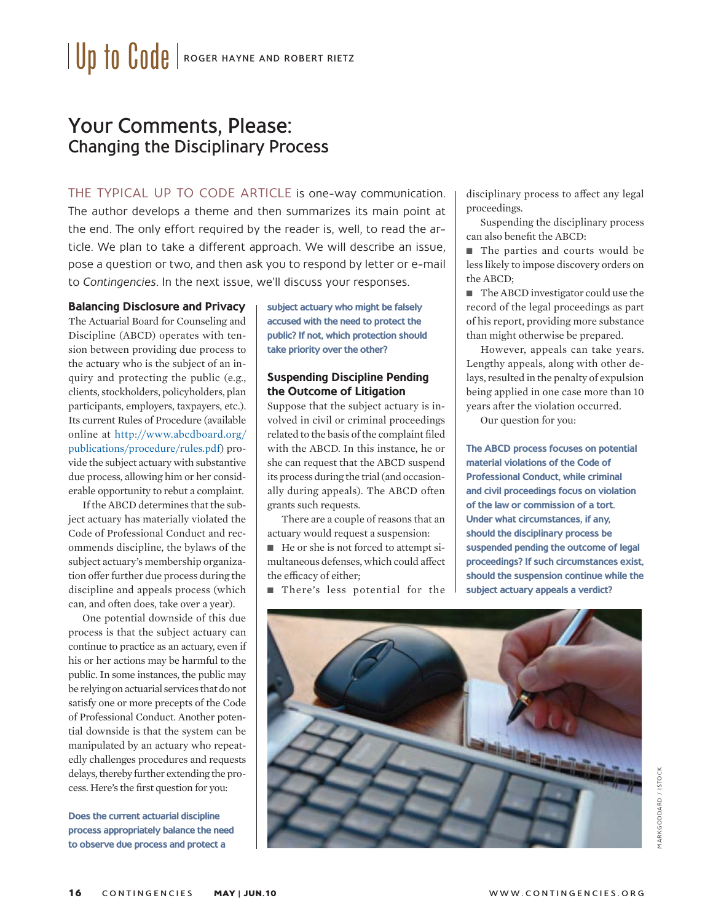# Your Comments, Please:
## Changing the Disciplinary Process

ROGER HAYNE AND ROBERT RIETZ

THE TYPICAL UP TO CODE ARTICLE is one-way communication. The author develops a theme and then summarizes its main point at the end. The only effort required by the reader is, well, to read the article. We plan to take a different approach. We will describe an issue, pose a question or two, and then ask you to respond by letter or e-mail to *Contingencies*. In the next issue, we'll discuss your responses.

### Balancing Disclosure and Privacy

The Actuarial Board for Counseling and Discipline (ABCD) operates with tension between providing due process to the actuary who is the subject of an inquiry and protecting the public (e.g., clients, stockholders, policyholders, plan participants, employers, taxpayers, etc.). Its current Rules of Procedure (available online at http://www.abcdboard.org/publications/procedure/rules.pdf) provide the subject actuary with substantive due process, allowing him or her considerable opportunity to rebut a complaint.

If the ABCD determines that the subject actuary has materially violated the Code of Professional Conduct and recommends discipline, the bylaws of the subject actuary's membership organization offer further due process during the discipline and appeals process (which can, and often does, take over a year).

One potential downside of this due process is that the subject actuary can continue to practice as an actuary, even if his or her actions may be harmful to the public. In some instances, the public may be relying on actuarial services that do not satisfy one or more precepts of the Code of Professional Conduct. Another potential downside is that the system can be manipulated by an actuary who repeatedly challenges procedures and requests delays, thereby further extending the process. Here's the first question for you:

**Does the current actuarial discipline process appropriately balance the need to observe due process and protect a subject actuary who might be falsely accused with the need to protect the public? If not, which protection should take priority over the other?**

### Suspending Discipline Pending the Outcome of Litigation

Suppose that the subject actuary is involved in civil or criminal proceedings related to the basis of the complaint filed with the ABCD. In this instance, he or she can request that the ABCD suspend its process during the trial (and occasionally during appeals). The ABCD often grants such requests.

There are a couple of reasons that an actuary would request a suspension:

- He or she is not forced to attempt simultaneous defenses, which could affect the efficacy of either;
- There's less potential for the disciplinary process to affect any legal proceedings.

Suspending the disciplinary process can also benefit the ABCD:

- The parties and courts would be less likely to impose discovery orders on the ABCD;
- The ABCD investigator could use the record of the legal proceedings as part of his report, providing more substance than might otherwise be prepared.

However, appeals can take years. Lengthy appeals, along with other delays, resulted in the penalty of expulsion being applied in one case more than 10 years after the violation occurred.

Our question for you:

**The ABCD process focuses on potential material violations of the Code of Professional Conduct, while criminal and civil proceedings focus on violation of the law or commission of a tort. Under what circumstances, if any, should the disciplinary process be suspended pending the outcome of legal proceedings? If such circumstances exist, should the suspension continue while the subject actuary appeals a verdict?**

MARKGODDARD / ISTOCK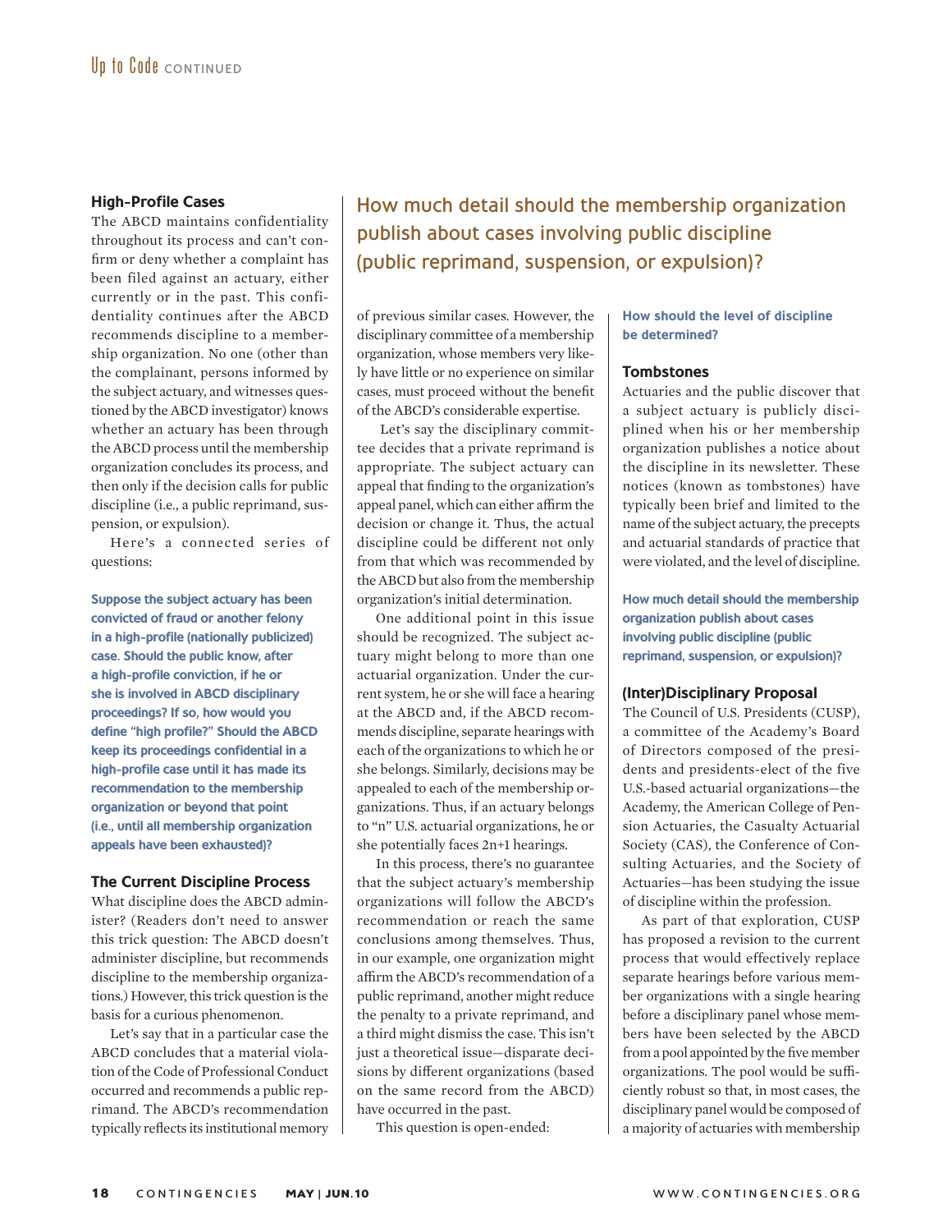### High-Profile Cases

The ABCD maintains confidentiality throughout its process and can't confirm or deny whether a complaint has been filed against an actuary, either currently or in the past. This confidentiality continues after the ABCD recommends discipline to a membership organization. No one (other than the complainant, persons informed by the subject actuary, and witnesses questioned by the ABCD investigator) knows whether an actuary has been through the ABCD process until the membership organization concludes its process, and then only if the decision calls for public discipline (i.e., a public reprimand, suspension, or expulsion).

Here's a connected series of questions:

**Suppose the subject actuary has been convicted of fraud or another felony in a high-profile (nationally publicized) case. Should the public know, after a high-profile conviction, if he or she is involved in ABCD disciplinary proceedings? If so, how would you define "high profile?" Should the ABCD keep its proceedings confidential in a high-profile case until it has made its recommendation to the membership organization or beyond that point (i.e., until all membership organization appeals have been exhausted)?**

### The Current Discipline Process

What discipline does the ABCD administer? (Readers don't need to answer this trick question: The ABCD doesn't administer discipline, but recommends discipline to the membership organizations.) However, this trick question is the basis for a curious phenomenon.

Let's say that in a particular case the ABCD concludes that a material violation of the Code of Professional Conduct occurred and recommends a public reprimand. The ABCD's recommendation typically reflects its institutional memory of previous similar cases. However, the disciplinary committee of a membership organization, whose members very likely have little or no experience on similar cases, must proceed without the benefit of the ABCD's considerable expertise.

Let's say the disciplinary committee decides that a private reprimand is appropriate. The subject actuary can appeal that finding to the organization's appeal panel, which can either affirm the decision or change it. Thus, the actual discipline could be different not only from that which was recommended by the ABCD but also from the membership organization's initial determination.

One additional point in this issue should be recognized. The subject actuary might belong to more than one actuarial organization. Under the current system, he or she will face a hearing at the ABCD and, if the ABCD recommends discipline, separate hearings with each of the organizations to which he or she belongs. Similarly, decisions may be appealed to each of the membership organizations. Thus, if an actuary belongs to "n" U.S. actuarial organizations, he or she potentially faces 2n+1 hearings.

In this process, there's no guarantee that the subject actuary's membership organizations will follow the ABCD's recommendation or reach the same conclusions among themselves. Thus, in our example, one organization might affirm the ABCD's recommendation of a public reprimand, another might reduce the penalty to a private reprimand, and a third might dismiss the case. This isn't just a theoretical issue—disparate decisions by different organizations (based on the same record from the ABCD) have occurred in the past.

This question is open-ended:

**How should the level of discipline be determined?**

### Tombstones

Actuaries and the public discover that a subject actuary is publicly disciplined when his or her membership organization publishes a notice about the discipline in its newsletter. These notices (known as tombstones) have typically been brief and limited to the name of the subject actuary, the precepts and actuarial standards of practice that were violated, and the level of discipline.

**How much detail should the membership organization publish about cases involving public discipline (public reprimand, suspension, or expulsion)?**

### (Inter)Disciplinary Proposal

The Council of U.S. Presidents (CUSP), a committee of the Academy's Board of Directors composed of the presidents and presidents-elect of the five U.S.-based actuarial organizations—the Academy, the American College of Pension Actuaries, the Casualty Actuarial Society (CAS), the Conference of Consulting Actuaries, and the Society of Actuaries—has been studying the issue of discipline within the profession.

As part of that exploration, CUSP has proposed a revision to the current process that would effectively replace separate hearings before various member organizations with a single hearing before a disciplinary panel whose members have been selected by the ABCD from a pool appointed by the five member organizations. The pool would be sufficiently robust so that, in most cases, the disciplinary panel would be composed of a majority of actuaries with membership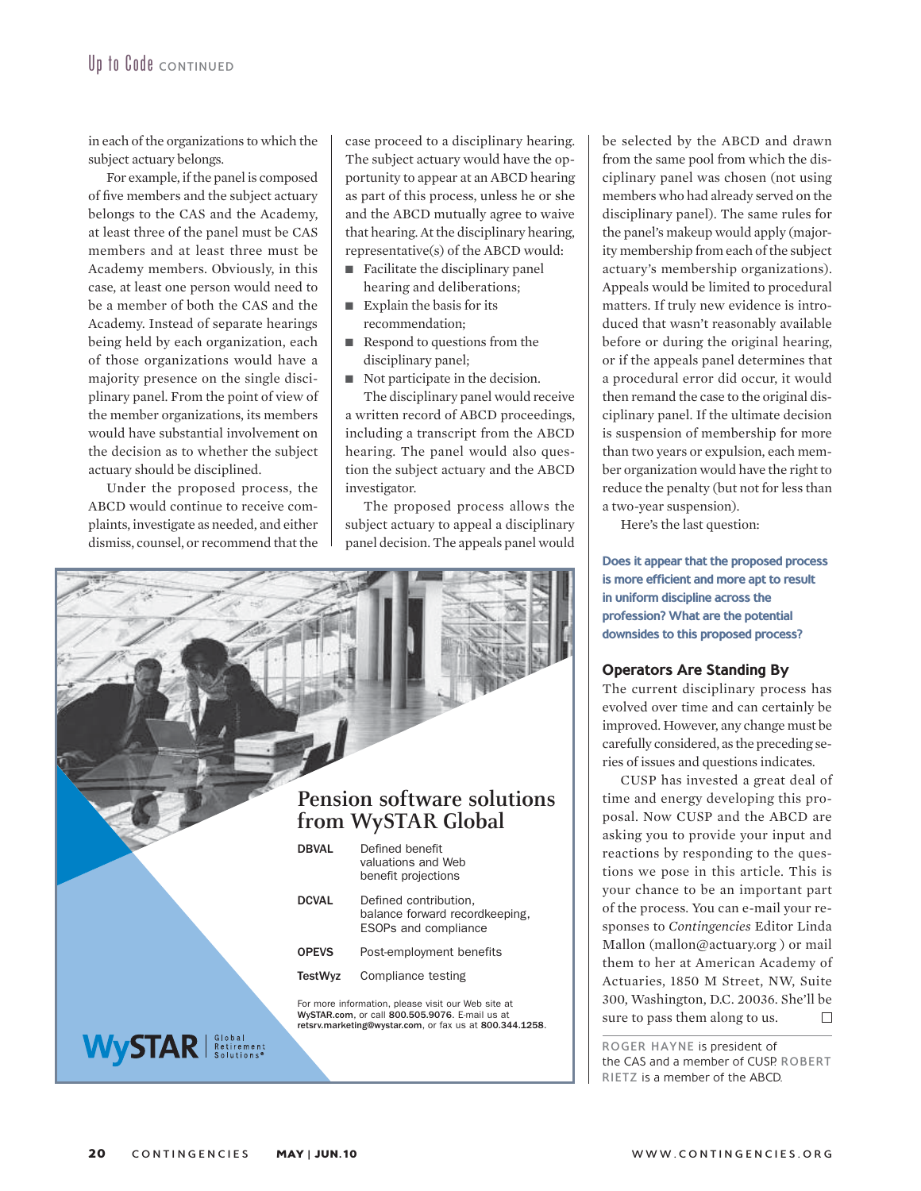in each of the organizations to which the subject actuary belongs.

For example, if the panel is composed of five members and the subject actuary belongs to the CAS and the Academy, at least three of the panel must be CAS members and at least three must be Academy members. Obviously, in this case, at least one person would need to be a member of both the CAS and the Academy. Instead of separate hearings being held by each organization, each of those organizations would have a majority presence on the single disciplinary panel. From the point of view of the member organizations, its members would have substantial involvement on the decision as to whether the subject actuary should be disciplined.

Under the proposed process, the ABCD would continue to receive complaints, investigate as needed, and either dismiss, counsel, or recommend that the case proceed to a disciplinary hearing. The subject actuary would have the opportunity to appear at an ABCD hearing as part of this process, unless he or she and the ABCD mutually agree to waive that hearing. At the disciplinary hearing, representative(s) of the ABCD would:

- Facilitate the disciplinary panel hearing and deliberations;
- Explain the basis for its recommendation;
- Respond to questions from the disciplinary panel;
- Not participate in the decision.

The disciplinary panel would receive a written record of ABCD proceedings, including a transcript from the ABCD hearing. The panel would also question the subject actuary and the ABCD investigator.

The proposed process allows the subject actuary to appeal a disciplinary panel decision. The appeals panel would be selected by the ABCD and drawn from the same pool from which the disciplinary panel was chosen (not using members who had already served on the disciplinary panel). The same rules for the panel's makeup would apply (majority membership from each of the subject actuary's membership organizations). Appeals would be limited to procedural matters. If truly new evidence is introduced that wasn't reasonably available before or during the original hearing, or if the appeals panel determines that a procedural error did occur, it would then remand the case to the original disciplinary panel. If the ultimate decision is suspension of membership for more than two years or expulsion, each member organization would have the right to reduce the penalty (but not for less than a two-year suspension).

Here's the last question:

**Does it appear that the proposed process is more efficient and more apt to result in uniform discipline across the profession? What are the potential downsides to this proposed process?**

## Operators Are Standing By

The current disciplinary process has evolved over time and can certainly be improved. However, any change must be carefully considered, as the preceding series of issues and questions indicates.

CUSP has invested a great deal of time and energy developing this proposal. Now CUSP and the ABCD are asking you to provide your input and reactions by responding to the questions we pose in this article. This is your chance to be an important part of the process. You can e-mail your responses to *Contingencies* Editor Linda Mallon (mallon@actuary.org ) or mail them to her at American Academy of Actuaries, 1850 M Street, NW, Suite 300, Washington, D.C. 20036. She'll be sure to pass them along to us.

ROGER HAYNE is president of the CAS and a member of CUSP. ROBERT RIETZ is a member of the ABCD.

---

**Pension software solutions from WySTAR Global**

| | |
|---|---|
| DBVAL | Defined benefit valuations and Web benefit projections |
| DCVAL | Defined contribution, balance forward recordkeeping, ESOPs and compliance |
| OPEVS | Post-employment benefits |
| TestWyz | Compliance testing |

For more information, please visit our Web site at **WySTAR.com**, or call **800.505.9076**. E-mail us at **retsrv.marketing@wystar.com**, or fax us at **800.344.1258**.

WySTAR | Global Retirement Solutions®